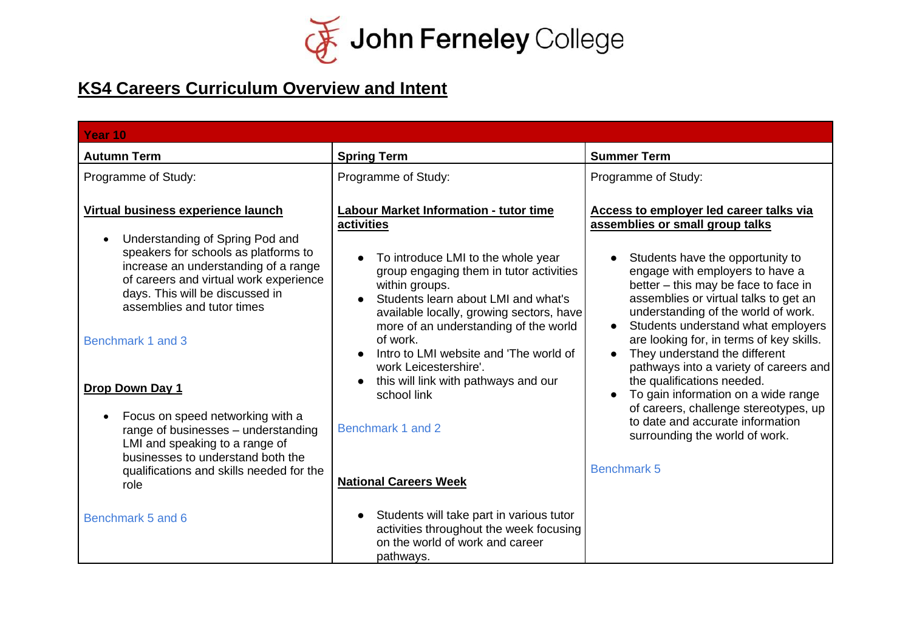John Ferneley College

# KS4 Careers Curriculum Overview and Intent

| Year 10 | | |
|---|---|---|
| **Autumn Term** | **Spring Term** | **Summer Term** |
| Programme of Study:<br><br>**Virtual business experience launch**<br><br>• Understanding of Spring Pod and speakers for schools as platforms to increase an understanding of a range of careers and virtual work experience days. This will be discussed in assemblies and tutor times<br><br>Benchmark 1 and 3<br><br>**Drop Down Day 1**<br><br>• Focus on speed networking with a range of businesses – understanding LMI and speaking to a range of businesses to understand both the qualifications and skills needed for the role<br><br>Benchmark 5 and 6 | Programme of Study:<br><br>**Labour Market Information - tutor time activities**<br><br>• To introduce LMI to the whole year group engaging them in tutor activities within groups.<br>• Students learn about LMI and what's available locally, growing sectors, have more of an understanding of the world of work.<br>• Intro to LMI website and 'The world of work Leicestershire'.<br>• this will link with pathways and our school link<br><br>Benchmark 1 and 2<br><br>**National Careers Week**<br><br>• Students will take part in various tutor activities throughout the week focusing on the world of work and career pathways. | Programme of Study:<br><br>**Access to employer led career talks via assemblies or small group talks**<br><br>• Students have the opportunity to engage with employers to have a better – this may be face to face in assemblies or virtual talks to get an understanding of the world of work.<br>• Students understand what employers are looking for, in terms of key skills.<br>• They understand the different pathways into a variety of careers and the qualifications needed.<br>• To gain information on a wide range of careers, challenge stereotypes, up to date and accurate information surrounding the world of work.<br><br>Benchmark 5 |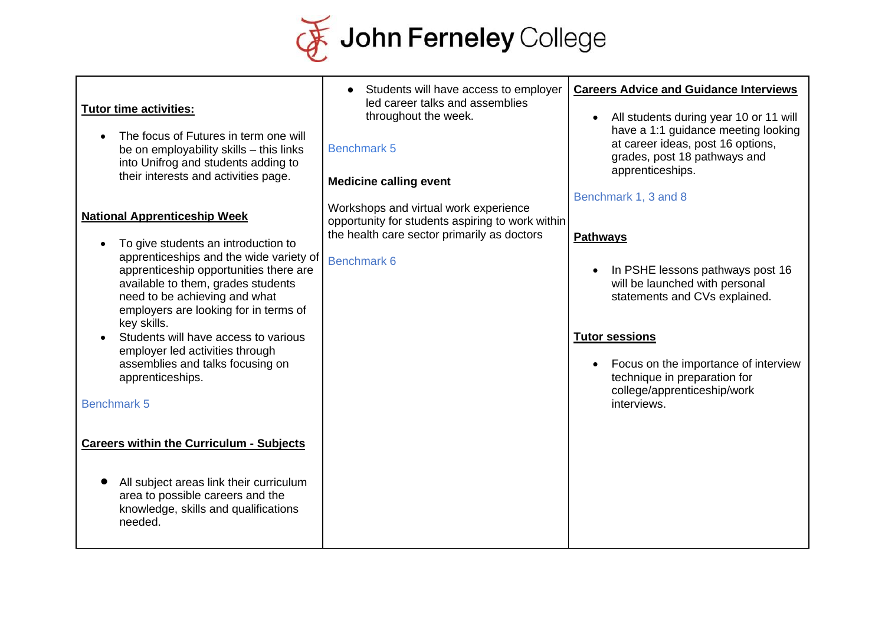| | | |
|---|---|---|
| **Tutor time activities:**<br><br>• The focus of Futures in term one will be on employability skills – this links into Unifrog and students adding to their interests and activities page.<br><br>**National Apprenticeship Week**<br><br>• To give students an introduction to apprenticeships and the wide variety of apprenticeship opportunities there are available to them, grades students need to be achieving and what employers are looking for in terms of key skills.<br>• Students will have access to various employer led activities through assemblies and talks focusing on apprenticeships.<br><br>Benchmark 5<br><br>**Careers within the Curriculum - Subjects**<br><br>• All subject areas link their curriculum area to possible careers and the knowledge, skills and qualifications needed. | • Students will have access to employer led career talks and assemblies throughout the week.<br><br>Benchmark 5<br><br>**Medicine calling event**<br><br>Workshops and virtual work experience opportunity for students aspiring to work within the health care sector primarily as doctors<br><br>Benchmark 6 | **Careers Advice and Guidance Interviews**<br><br>• All students during year 10 or 11 will have a 1:1 guidance meeting looking at career ideas, post 16 options, grades, post 18 pathways and apprenticeships.<br><br>Benchmark 1, 3 and 8<br><br>**Pathways**<br><br>• In PSHE lessons pathways post 16 will be launched with personal statements and CVs explained.<br><br>**Tutor sessions**<br><br>• Focus on the importance of interview technique in preparation for college/apprenticeship/work interviews. |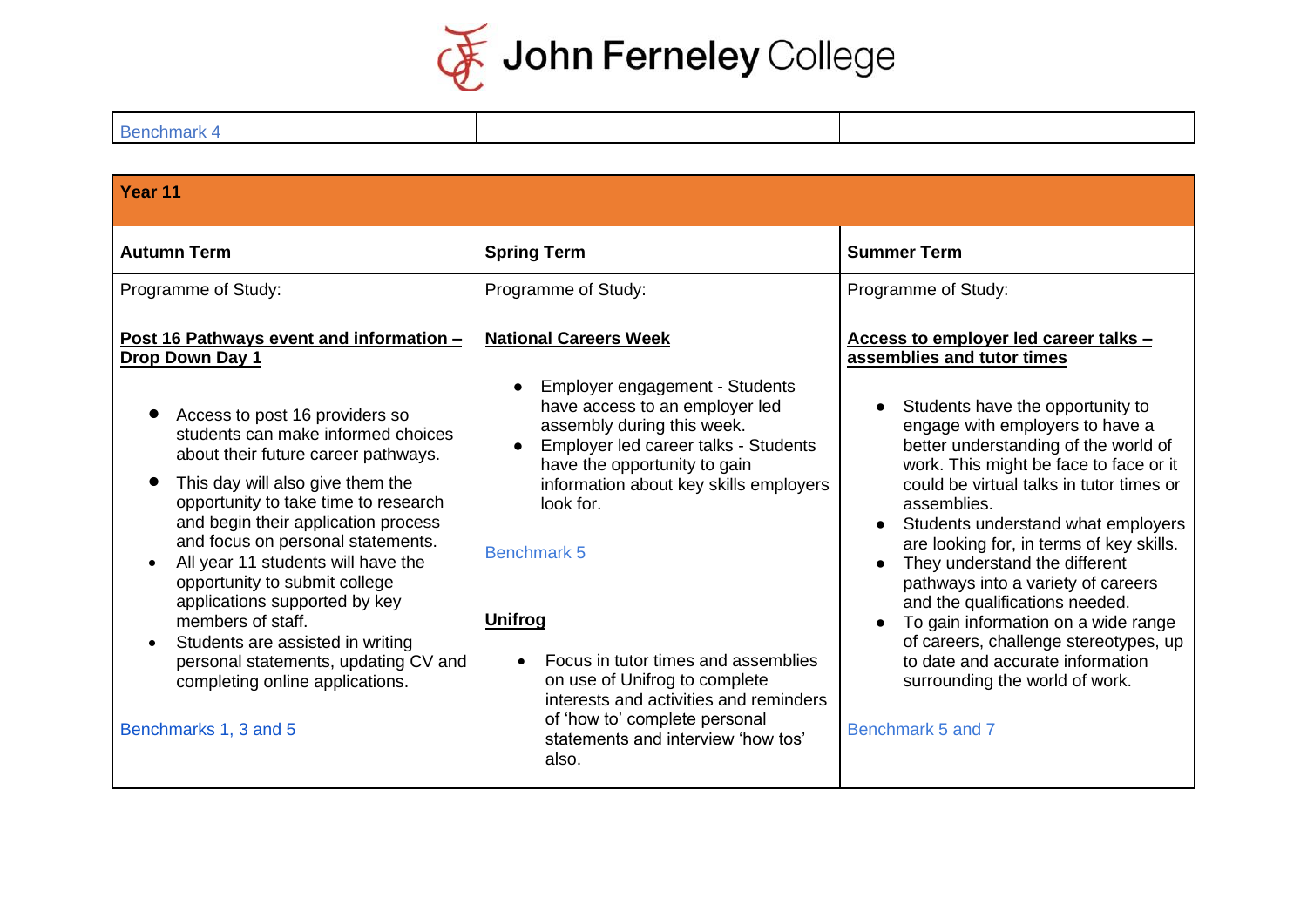| | | |
|---|---|---|
| Benchmark 4 | | |

| Year 11 | | |
|---|---|---|
| **Autumn Term** | **Spring Term** | **Summer Term** |
| Programme of Study:<br><br>**Post 16 Pathways event and information – Drop Down Day 1**<br><br>• Access to post 16 providers so students can make informed choices about their future career pathways.<br>• This day will also give them the opportunity to take time to research and begin their application process and focus on personal statements.<br>• All year 11 students will have the opportunity to submit college applications supported by key members of staff.<br>• Students are assisted in writing personal statements, updating CV and completing online applications.<br><br>Benchmarks 1, 3 and 5 | Programme of Study:<br><br>**National Careers Week**<br><br>• Employer engagement - Students have access to an employer led assembly during this week.<br>• Employer led career talks - Students have the opportunity to gain information about key skills employers look for.<br><br>Benchmark 5<br><br>**Unifrog**<br><br>• Focus in tutor times and assemblies on use of Unifrog to complete interests and activities and reminders of 'how to' complete personal statements and interview 'how tos' also. | Programme of Study:<br><br>**Access to employer led career talks – assemblies and tutor times**<br><br>• Students have the opportunity to engage with employers to have a better understanding of the world of work. This might be face to face or it could be virtual talks in tutor times or assemblies.<br>• Students understand what employers are looking for, in terms of key skills.<br>• They understand the different pathways into a variety of careers and the qualifications needed.<br>• To gain information on a wide range of careers, challenge stereotypes, up to date and accurate information surrounding the world of work.<br><br>Benchmark 5 and 7 |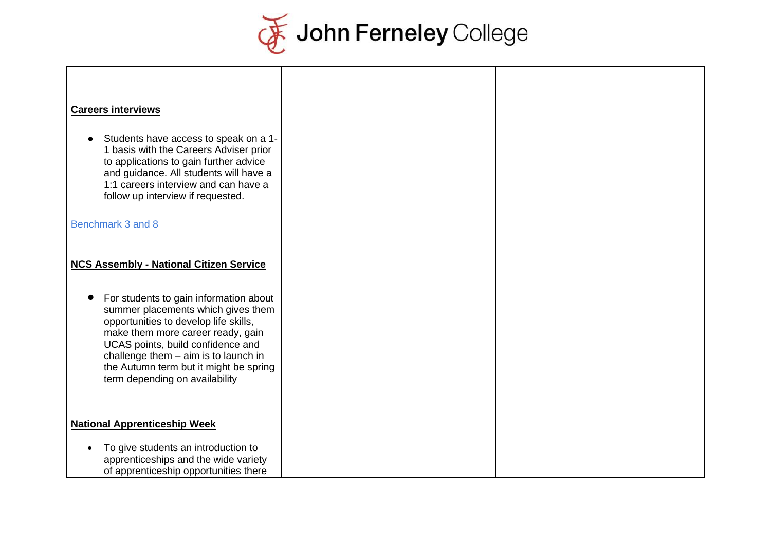| | | |
|---|---|---|
| **Careers interviews**<br><br>• Students have access to speak on a 1-1 basis with the Careers Adviser prior to applications to gain further advice and guidance. All students will have a 1:1 careers interview and can have a follow up interview if requested.<br><br>Benchmark 3 and 8<br><br>**NCS Assembly - National Citizen Service**<br><br>• For students to gain information about summer placements which gives them opportunities to develop life skills, make them more career ready, gain UCAS points, build confidence and challenge them – aim is to launch in the Autumn term but it might be spring term depending on availability<br><br>**National Apprenticeship Week**<br><br>• To give students an introduction to apprenticeships and the wide variety of apprenticeship opportunities there | | |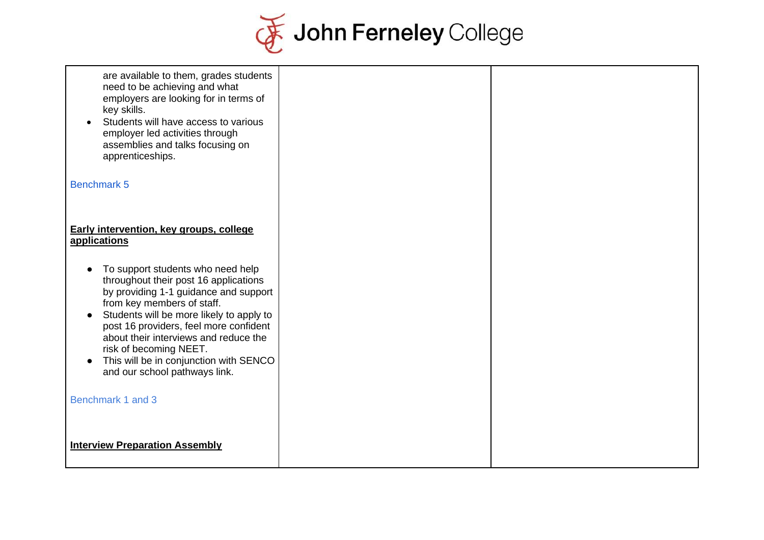| | | |
|---|---|---|
| are available to them, grades students need to be achieving and what employers are looking for in terms of key skills.<br>• Students will have access to various employer led activities through assemblies and talks focusing on apprenticeships.<br><br>Benchmark 5<br><br>**Early intervention, key groups, college applications**<br><br>• To support students who need help throughout their post 16 applications by providing 1-1 guidance and support from key members of staff.<br>• Students will be more likely to apply to post 16 providers, feel more confident about their interviews and reduce the risk of becoming NEET.<br>• This will be in conjunction with SENCO and our school pathways link.<br><br>Benchmark 1 and 3<br><br>**Interview Preparation Assembly** | | |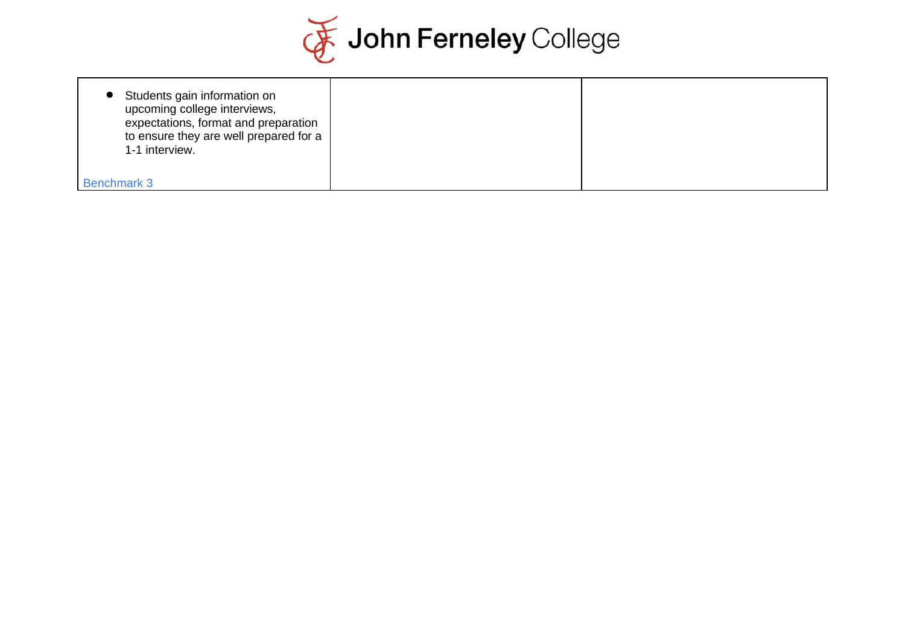| | | |
|---|---|---|
| • Students gain information on upcoming college interviews, expectations, format and preparation to ensure they are well prepared for a 1-1 interview.<br><br>Benchmark 3 | | |